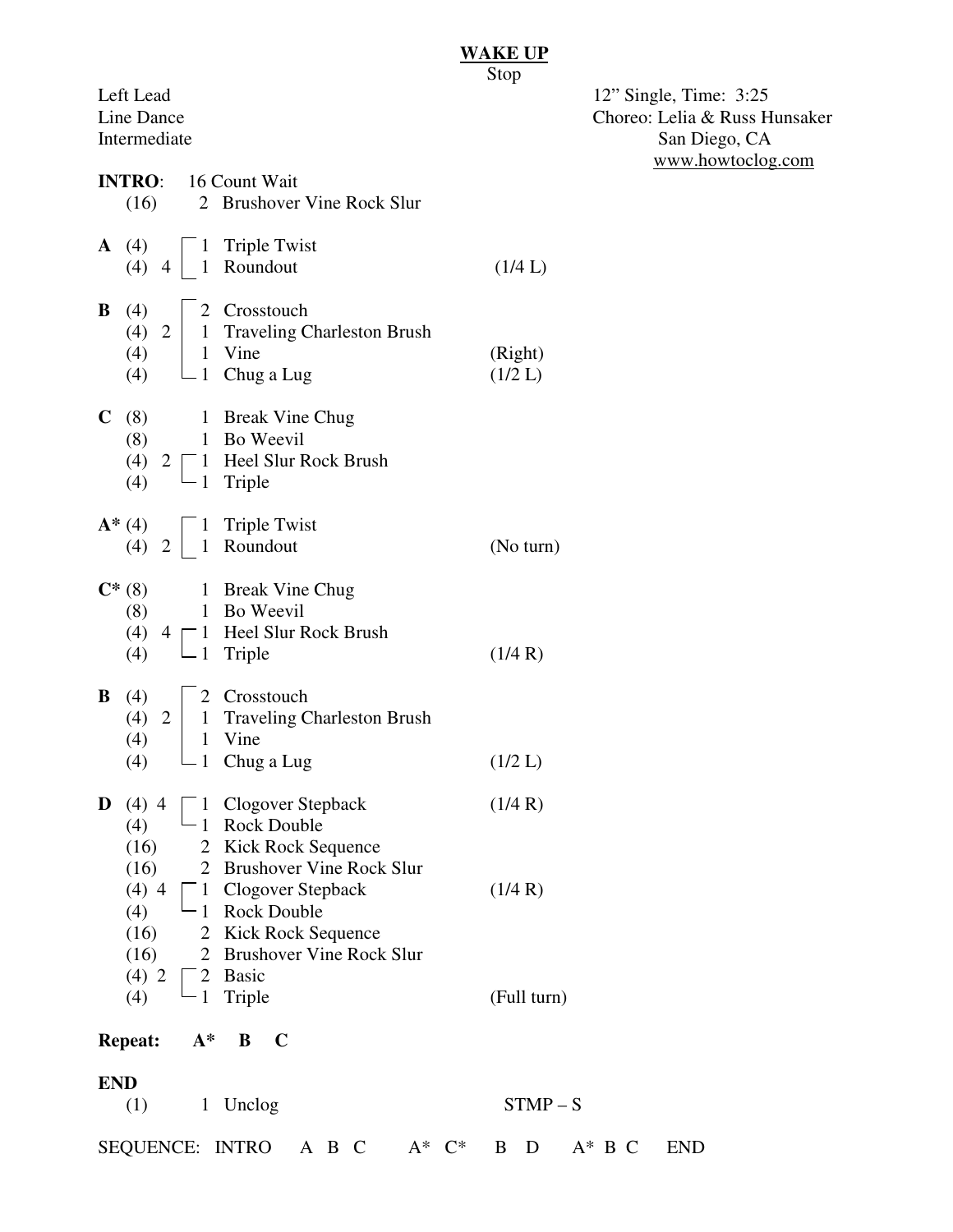# WAKE UP

Stop

Left Lead
Line Dance
Intermediate

12" Single, Time: 3:25
Choreo: Lelia & Russ Hunsaker
San Diego, CA
www.howtoclog.com

**INTRO**: 16 Count Wait

| | | | | | |
|---|---|---|---|---|---|
| | (16) | | 2 | Brushover Vine Rock Slur | |
| **A** | (4) | | 1 | Triple Twist | |
| | (4) | 4 | 1 | Roundout | (1/4 L) |
| **B** | (4) | | 2 | Crosstouch | |
| | (4) | 2 | 1 | Traveling Charleston Brush | |
| | (4) | | 1 | Vine | (Right) |
| | (4) | | 1 | Chug a Lug | (1/2 L) |
| **C** | (8) | | 1 | Break Vine Chug | |
| | (8) | | 1 | Bo Weevil | |
| | (4) | 2 | 1 | Heel Slur Rock Brush | |
| | (4) | | 1 | Triple | |
| **A*** | (4) | | 1 | Triple Twist | |
| | (4) | 2 | 1 | Roundout | (No turn) |
| **C*** | (8) | | 1 | Break Vine Chug | |
| | (8) | | 1 | Bo Weevil | |
| | (4) | 4 | 1 | Heel Slur Rock Brush | |
| | (4) | | 1 | Triple | (1/4 R) |
| **B** | (4) | | 2 | Crosstouch | |
| | (4) | 2 | 1 | Traveling Charleston Brush | |
| | (4) | | 1 | Vine | |
| | (4) | | 1 | Chug a Lug | (1/2 L) |
| **D** | (4) | 4 | 1 | Clogover Stepback | (1/4 R) |
| | (4) | | 1 | Rock Double | |
| | (16) | | 2 | Kick Rock Sequence | |
| | (16) | | 2 | Brushover Vine Rock Slur | |
| | (4) | 4 | 1 | Clogover Stepback | (1/4 R) |
| | (4) | | 1 | Rock Double | |
| | (16) | | 2 | Kick Rock Sequence | |
| | (16) | | 2 | Brushover Vine Rock Slur | |
| | (4) | 2 | 2 | Basic | |
| | (4) | | 1 | Triple | (Full turn) |

**Repeat:** A* B C

**END**

| | | | |
|---|---|---|---|
| (1) | 1 | Unclog | STMP – S |

SEQUENCE: INTRO A B C A* C* B D A* B C END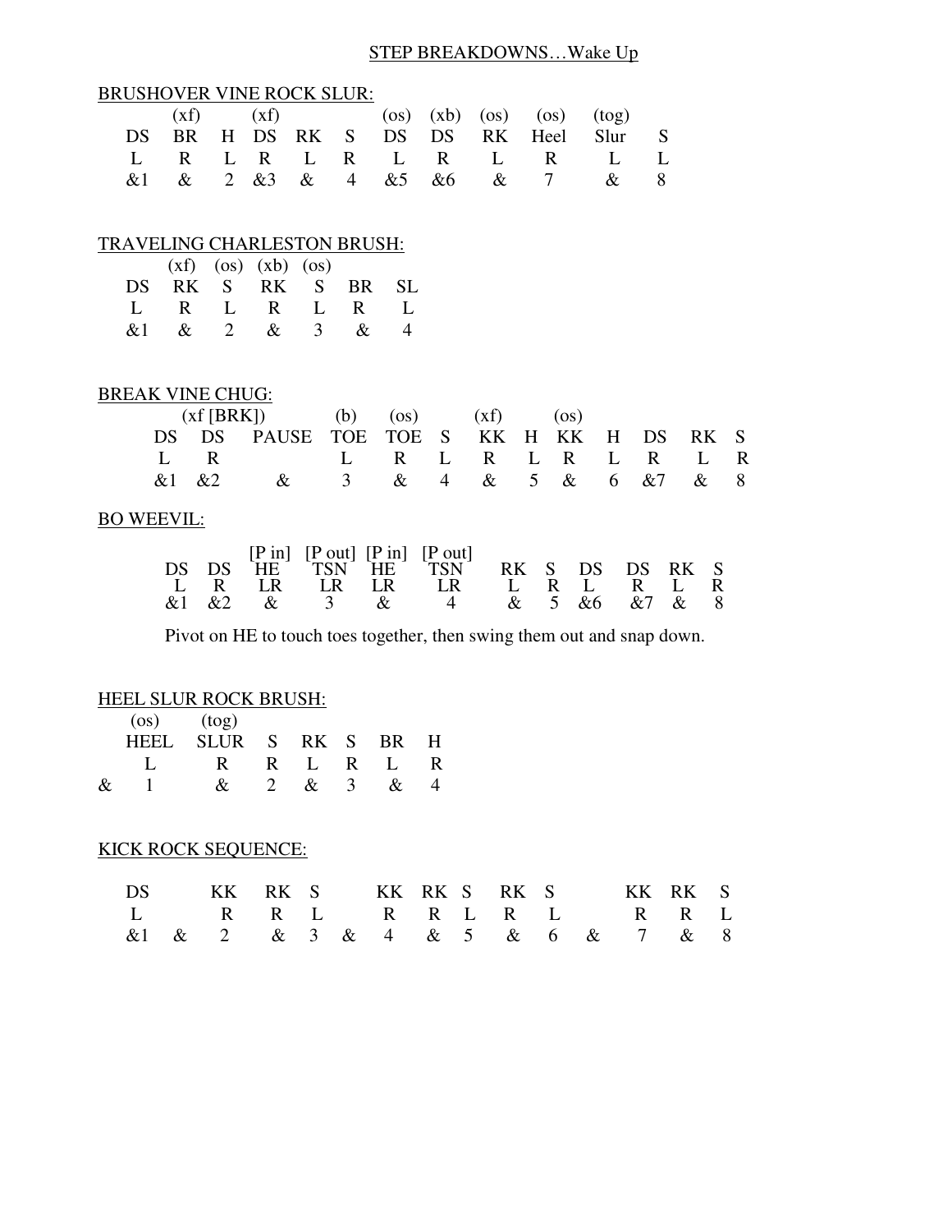# STEP BREAKDOWNS…Wake Up

## BRUSHOVER VINE ROCK SLUR:

| | | | | | | | | | | | |
|---|---|---|---|---|---|---|---|---|---|---|---|
| | (xf) | | (xf) | | | (os) | (xb) | (os) | (os) | (tog) | |
| DS | BR | H | DS | RK | S | DS | DS | RK | Heel | Slur | S |
| L | R | L | R | L | R | L | R | L | R | L | L |
| &1 | & | 2 | &3 | & | 4 | &5 | &6 | & | 7 | & | 8 |

## TRAVELING CHARLESTON BRUSH:

| | | | | | | |
|---|---|---|---|---|---|---|
| | (xf) | (os) | (xb) | (os) | | |
| DS | RK | S | RK | S | BR | SL |
| L | R | L | R | L | R | L |
| &1 | & | 2 | & | 3 | & | 4 |

## BREAK VINE CHUG:

| | | | | | | | | | | | | |
|---|---|---|---|---|---|---|---|---|---|---|---|---|
| (xf [BRK]) | | | (b) | (os) | | (xf) | | (os) | | | | |
| DS | DS | PAUSE | TOE | TOE | S | KK | H | KK | H | DS | RK | S |
| L | R | | L | R | L | R | L | R | L | R | L | R |
| &1 | &2 | & | 3 | & | 4 | & | 5 | & | 6 | &7 | & | 8 |

## BO WEEVIL:

| | | | | | | | | | | | |
|---|---|---|---|---|---|---|---|---|---|---|---|
| | | [P in] | [P out] | [P in] | [P out] | | | | | | |
| DS | DS | HE | TSN | HE | TSN | RK | S | DS | DS | RK | S |
| L | R | LR | LR | LR | LR | L | R | L | R | L | R |
| &1 | &2 | & | 3 | & | 4 | & | 5 | &6 | &7 | & | 8 |

Pivot on HE to touch toes together, then swing them out and snap down.

## HEEL SLUR ROCK BRUSH:

| | | | | | | | |
|---|---|---|---|---|---|---|---|
| | (os) | (tog) | | | | | |
| | HEEL | SLUR | S | RK | S | BR | H |
| | L | R | R | L | R | L | R |
| & | 1 | & | 2 | & | 3 | & | 4 |

## KICK ROCK SEQUENCE:

| | | | | | | | | | | | | | | |
|---|---|---|---|---|---|---|---|---|---|---|---|---|---|---|
| DS | | KK | RK | S | | KK | RK | S | RK | S | | KK | RK | S |
| L | | R | R | L | | R | R | L | R | L | | R | R | L |
| &1 | & | 2 | & | 3 | & | 4 | & | 5 | & | 6 | & | 7 | & | 8 |